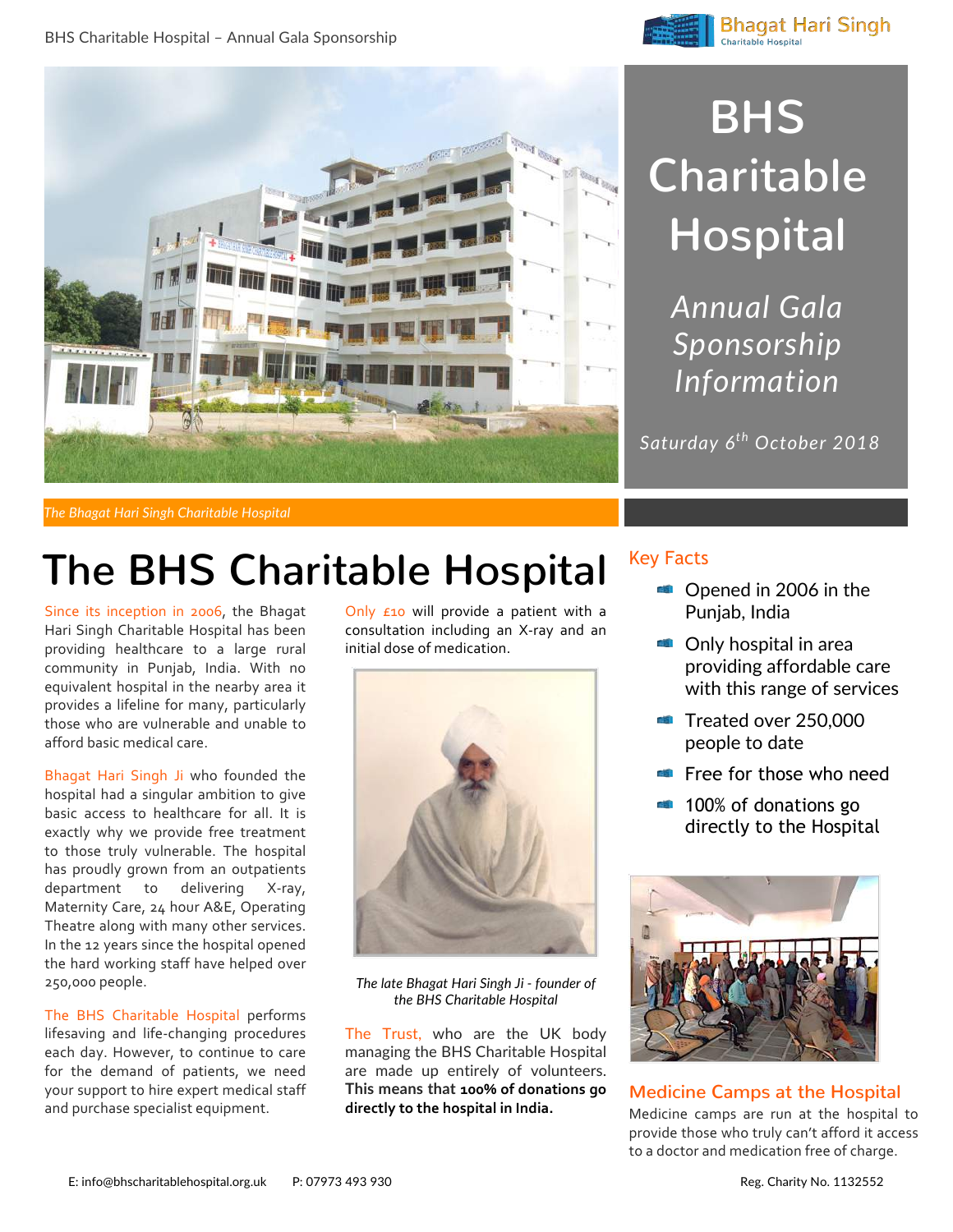# BHS Charitable Hospital

*Annual Gala Sponsorship Information*

*Saturday 6th October 2018*

*The Bhagat Hari Singh Charitable Hospital*

## The BHS Charitable Hospital

Since its inception in 2006, the Bhagat Hari Singh Charitable Hospital has been providing healthcare to a large rural community in Punjab, India. With no equivalent hospital in the nearby area it provides a lifeline for many, particularly those who are vulnerable and unable to afford basic medical care.

Bhagat Hari Singh Ji who founded the hospital had a singular ambition to give basic access to healthcare for all. It is exactly why we provide free treatment to those truly vulnerable. The hospital has proudly grown from an outpatients department to delivering X-ray, Maternity Care, 24 hour A&E, Operating Theatre along with many other services. In the 12 years since the hospital opened the hard working staff have helped over 250,000 people.

The BHS Charitable Hospital performs lifesaving and life-changing procedures each day. However, to continue to care for the demand of patients, we need your support to hire expert medical staff and purchase specialist equipment.

Only £10 will provide a patient with a consultation including an X-ray and an initial dose of medication.

*The late Bhagat Hari Singh Ji - founder of the BHS Charitable Hospital*

The Trust, who are the UK body managing the BHS Charitable Hospital are made up entirely of volunteers. **This means that 100% of donations go directly to the hospital in India.**

### Key Facts

- Opened in 2006 in the Punjab, India
- Only hospital in area providing affordable care with this range of services
- Treated over 250,000 people to date
- Free for those who need
- 100% of donations go directly to the Hospital

### Medicine Camps at the Hospital

Medicine camps are run at the hospital to provide those who truly can't afford it access to a doctor and medication free of charge.

E: info@bhscharitablehospital.org.uk P: 07973 493 930 Reg. Charity No. 1132552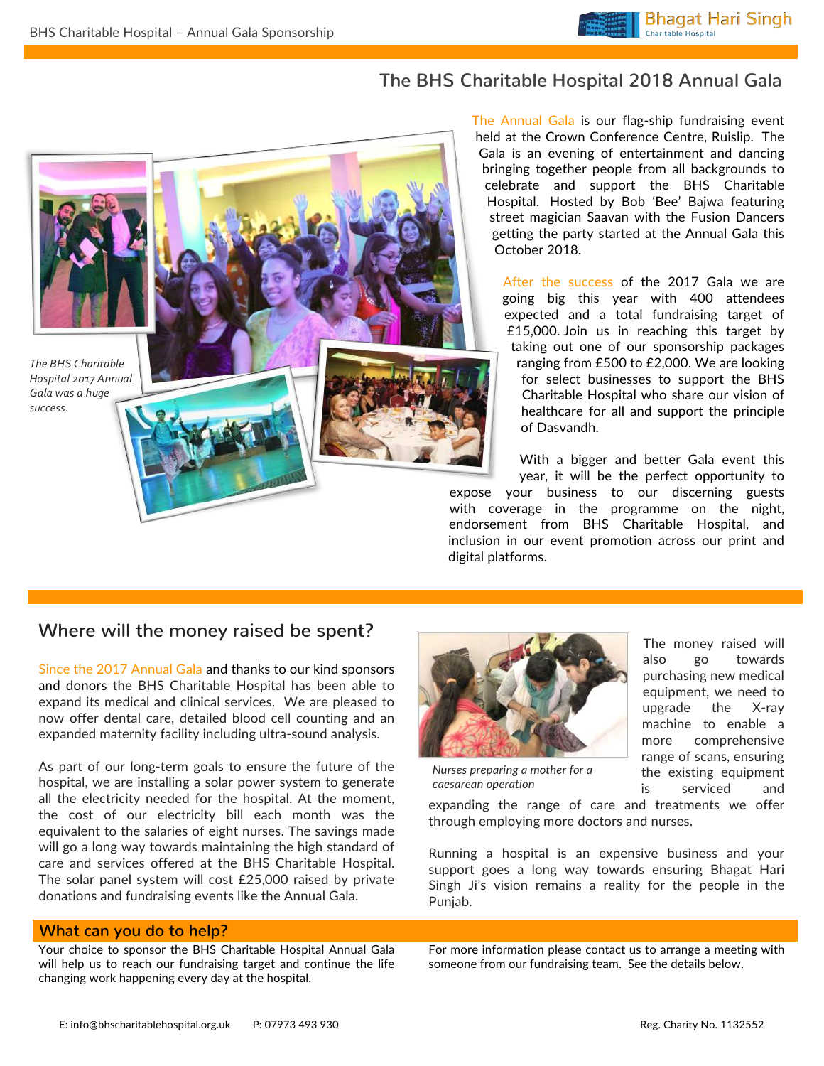## The BHS Charitable Hospital 2018 Annual Gala

*The BHS Charitable Hospital 2017 Annual Gala was a huge success.*

The Annual Gala is our flag-ship fundraising event held at the Crown Conference Centre, Ruislip. The Gala is an evening of entertainment and dancing bringing together people from all backgrounds to celebrate and support the BHS Charitable Hospital. Hosted by Bob 'Bee' Bajwa featuring street magician Saavan with the Fusion Dancers getting the party started at the Annual Gala this October 2018.

After the success of the 2017 Gala we are going big this year with 400 attendees expected and a total fundraising target of £15,000. Join us in reaching this target by taking out one of our sponsorship packages ranging from £500 to £2,000. We are looking for select businesses to support the BHS Charitable Hospital who share our vision of healthcare for all and support the principle of Dasvandh.

With a bigger and better Gala event this year, it will be the perfect opportunity to expose your business to our discerning guests with coverage in the programme on the night, endorsement from BHS Charitable Hospital, and inclusion in our event promotion across our print and digital platforms.

## Where will the money raised be spent?

Since the 2017 Annual Gala and thanks to our kind sponsors and donors the BHS Charitable Hospital has been able to expand its medical and clinical services. We are pleased to now offer dental care, detailed blood cell counting and an expanded maternity facility including ultra-sound analysis.

As part of our long-term goals to ensure the future of the hospital, we are installing a solar power system to generate all the electricity needed for the hospital. At the moment, the cost of our electricity bill each month was the equivalent to the salaries of eight nurses. The savings made will go a long way towards maintaining the high standard of care and services offered at the BHS Charitable Hospital. The solar panel system will cost £25,000 raised by private donations and fundraising events like the Annual Gala.

*Nurses preparing a mother for a caesarean operation*

The money raised will also go towards purchasing new medical equipment, we need to upgrade the X-ray machine to enable a more comprehensive range of scans, ensuring the existing equipment is serviced and expanding the range of care and treatments we offer through employing more doctors and nurses.

Running a hospital is an expensive business and your support goes a long way towards ensuring Bhagat Hari Singh Ji's vision remains a reality for the people in the Punjab.

### What can you do to help?

Your choice to sponsor the BHS Charitable Hospital Annual Gala will help us to reach our fundraising target and continue the life changing work happening every day at the hospital.

For more information please contact us to arrange a meeting with someone from our fundraising team. See the details below.

E: info@bhscharitablehospital.org.uk P: 07973 493 930 Reg. Charity No. 1132552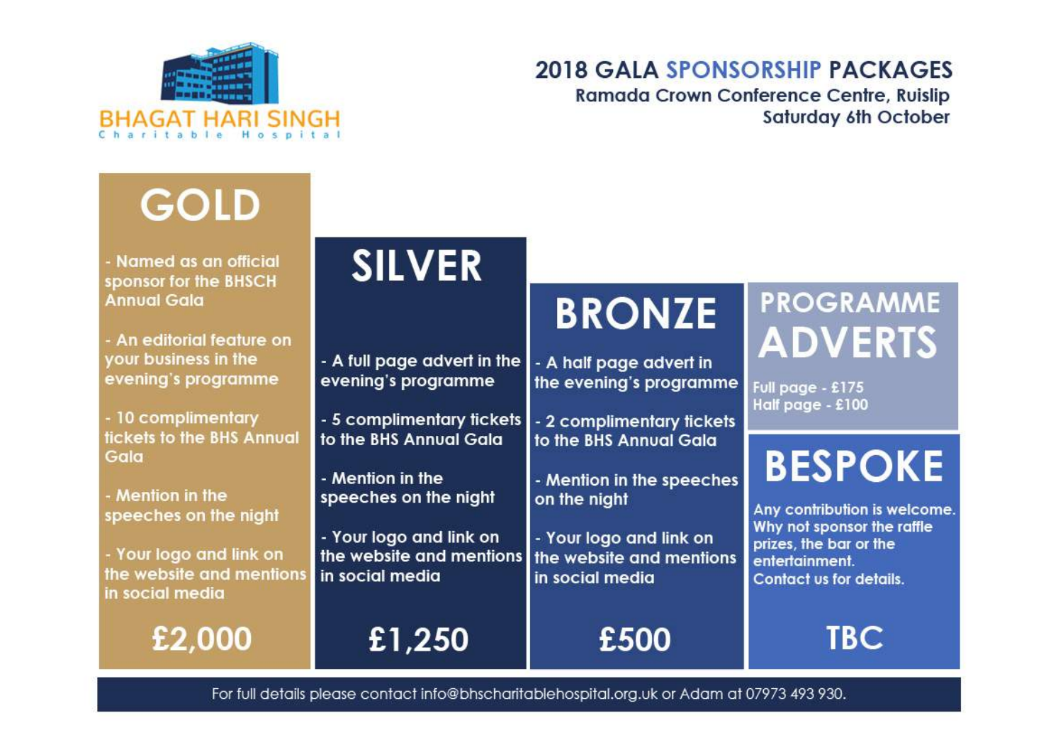BHAGAT HARI SINGH
Charitable Hospital

# 2018 GALA SPONSORSHIP PACKAGES

**Ramada Crown Conference Centre, Ruislip**
**Saturday 6th October**

## GOLD

- Named as an official sponsor for the BHSCH Annual Gala
- An editorial feature on your business in the evening's programme
- 10 complimentary tickets to the BHS Annual Gala
- Mention in the speeches on the night
- Your logo and link on the website and mentions in social media

**£2,000**

## SILVER

- A full page advert in the evening's programme
- 5 complimentary tickets to the BHS Annual Gala
- Mention in the speeches on the night
- Your logo and link on the website and mentions in social media

**£1,250**

## BRONZE

- A half page advert in the evening's programme
- 2 complimentary tickets to the BHS Annual Gala
- Mention in the speeches on the night
- Your logo and link on the website and mentions in social media

**£500**

## PROGRAMME ADVERTS

Full page - £175
Half page - £100

## BESPOKE

Any contribution is welcome. Why not sponsor the raffle prizes, the bar or the entertainment.
Contact us for details.

**TBC**

For full details please contact info@bhscharitablehospital.org.uk or Adam at 07973 493 930.